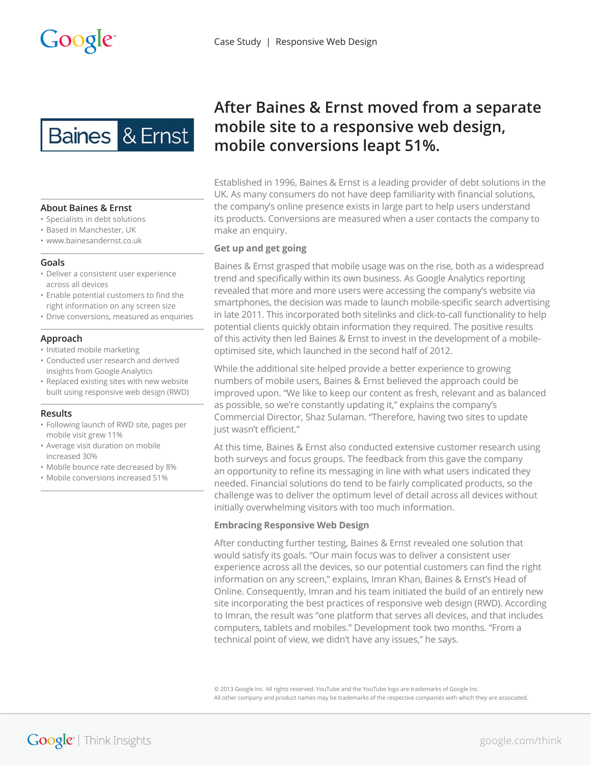Case Study | Responsive Web Design

Baines & Ernst

# After Baines & Ernst moved from a separate mobile site to a responsive web design, mobile conversions leapt 51%.

### About Baines & Ernst

- Specialists in debt solutions
- Based in Manchester, UK
- www.bainesandernst.co.uk

### Goals

- Deliver a consistent user experience across all devices
- Enable potential customers to find the right information on any screen size
- Drive conversions, measured as enquiries

### Approach

- Initiated mobile marketing
- Conducted user research and derived insights from Google Analytics
- Replaced existing sites with new website built using responsive web design (RWD)

### Results

- Following launch of RWD site, pages per mobile visit grew 11%
- Average visit duration on mobile increased 30%
- Mobile bounce rate decreased by 8%
- Mobile conversions increased 51%

Established in 1996, Baines & Ernst is a leading provider of debt solutions in the UK. As many consumers do not have deep familiarity with financial solutions, the company's online presence exists in large part to help users understand its products. Conversions are measured when a user contacts the company to make an enquiry.

## Get up and get going

Baines & Ernst grasped that mobile usage was on the rise, both as a widespread trend and specifically within its own business. As Google Analytics reporting revealed that more and more users were accessing the company's website via smartphones, the decision was made to launch mobile-specific search advertising in late 2011. This incorporated both sitelinks and click-to-call functionality to help potential clients quickly obtain information they required. The positive results of this activity then led Baines & Ernst to invest in the development of a mobile-optimised site, which launched in the second half of 2012.

While the additional site helped provide a better experience to growing numbers of mobile users, Baines & Ernst believed the approach could be improved upon. "We like to keep our content as fresh, relevant and as balanced as possible, so we're constantly updating it," explains the company's Commercial Director, Shaz Sulaman. "Therefore, having two sites to update just wasn't efficient."

At this time, Baines & Ernst also conducted extensive customer research using both surveys and focus groups. The feedback from this gave the company an opportunity to refine its messaging in line with what users indicated they needed. Financial solutions do tend to be fairly complicated products, so the challenge was to deliver the optimum level of detail across all devices without initially overwhelming visitors with too much information.

## Embracing Responsive Web Design

After conducting further testing, Baines & Ernst revealed one solution that would satisfy its goals. "Our main focus was to deliver a consistent user experience across all the devices, so our potential customers can find the right information on any screen," explains, Imran Khan, Baines & Ernst's Head of Online. Consequently, Imran and his team initiated the build of an entirely new site incorporating the best practices of responsive web design (RWD). According to Imran, the result was "one platform that serves all devices, and that includes computers, tablets and mobiles." Development took two months. "From a technical point of view, we didn't have any issues," he says.

© 2013 Google Inc. All rights reserved. YouTube and the YouTube logo are trademarks of Google Inc.
All other company and product names may be trademarks of the respective companies with which they are associated.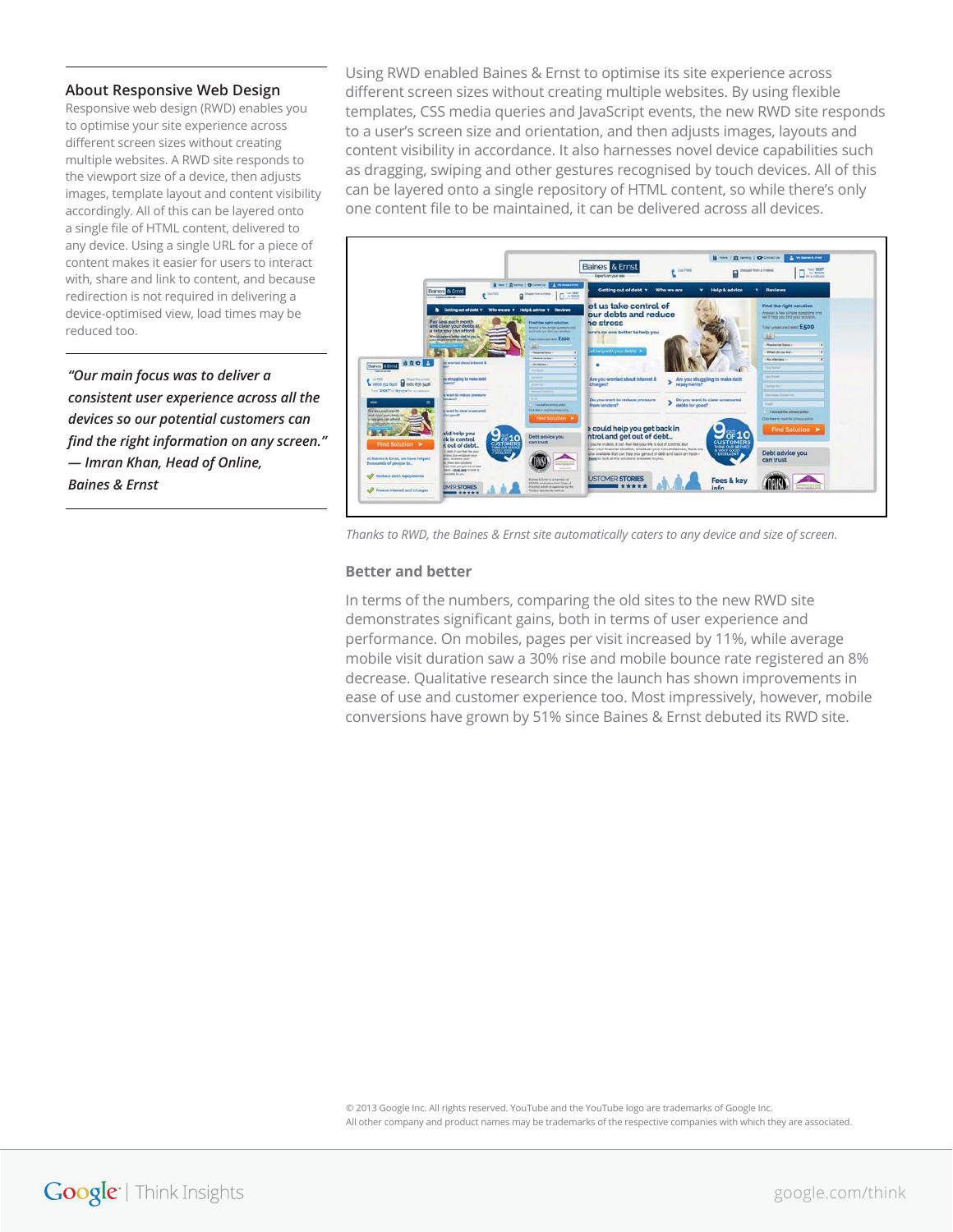## About Responsive Web Design

Responsive web design (RWD) enables you to optimise your site experience across different screen sizes without creating multiple websites. A RWD site responds to the viewport size of a device, then adjusts images, template layout and content visibility accordingly. All of this can be layered onto a single file of HTML content, delivered to any device. Using a single URL for a piece of content makes it easier for users to interact with, share and link to content, and because redirection is not required in delivering a device-optimised view, load times may be reduced too.

*"Our main focus was to deliver a consistent user experience across all the devices so our potential customers can find the right information on any screen." — Imran Khan, Head of Online, Baines & Ernst*

Using RWD enabled Baines & Ernst to optimise its site experience across different screen sizes without creating multiple websites. By using flexible templates, CSS media queries and JavaScript events, the new RWD site responds to a user's screen size and orientation, and then adjusts images, layouts and content visibility in accordance. It also harnesses novel device capabilities such as dragging, swiping and other gestures recognised by touch devices. All of this can be layered onto a single repository of HTML content, so while there's only one content file to be maintained, it can be delivered across all devices.

*Thanks to RWD, the Baines & Ernst site automatically caters to any device and size of screen.*

### Better and better

In terms of the numbers, comparing the old sites to the new RWD site demonstrates significant gains, both in terms of user experience and performance. On mobiles, pages per visit increased by 11%, while average mobile visit duration saw a 30% rise and mobile bounce rate registered an 8% decrease. Qualitative research since the launch has shown improvements in ease of use and customer experience too. Most impressively, however, mobile conversions have grown by 51% since Baines & Ernst debuted its RWD site.

© 2013 Google Inc. All rights reserved. YouTube and the YouTube logo are trademarks of Google Inc.
All other company and product names may be trademarks of the respective companies with which they are associated.

Google | Think Insights

google.com/think